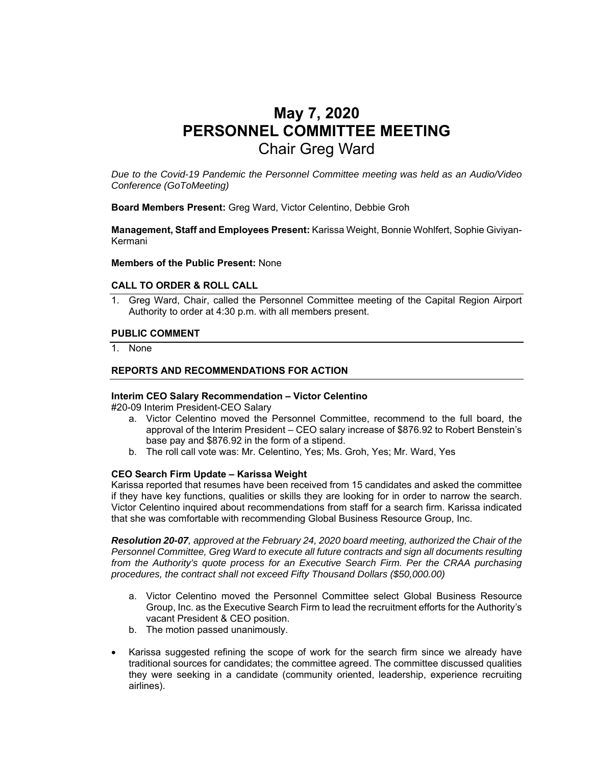# May 7, 2020
# PERSONNEL COMMITTEE MEETING
## Chair Greg Ward

*Due to the Covid-19 Pandemic the Personnel Committee meeting was held as an Audio/Video Conference (GoToMeeting)*

**Board Members Present:** Greg Ward, Victor Celentino, Debbie Groh

**Management, Staff and Employees Present:** Karissa Weight, Bonnie Wohlfert, Sophie Giviyan-Kermani

**Members of the Public Present:** None

### CALL TO ORDER & ROLL CALL

1. Greg Ward, Chair, called the Personnel Committee meeting of the Capital Region Airport Authority to order at 4:30 p.m. with all members present.

### PUBLIC COMMENT

1. None

### REPORTS AND RECOMMENDATIONS FOR ACTION

**Interim CEO Salary Recommendation – Victor Celentino**
#20-09 Interim President-CEO Salary

a. Victor Celentino moved the Personnel Committee, recommend to the full board, the approval of the Interim President – CEO salary increase of $876.92 to Robert Benstein's base pay and $876.92 in the form of a stipend.
b. The roll call vote was: Mr. Celentino, Yes; Ms. Groh, Yes; Mr. Ward, Yes

**CEO Search Firm Update – Karissa Weight**
Karissa reported that resumes have been received from 15 candidates and asked the committee if they have key functions, qualities or skills they are looking for in order to narrow the search. Victor Celentino inquired about recommendations from staff for a search firm. Karissa indicated that she was comfortable with recommending Global Business Resource Group, Inc.

***Resolution 20-07**, approved at the February 24, 2020 board meeting, authorized the Chair of the Personnel Committee, Greg Ward to execute all future contracts and sign all documents resulting from the Authority's quote process for an Executive Search Firm. Per the CRAA purchasing procedures, the contract shall not exceed Fifty Thousand Dollars ($50,000.00)*

a. Victor Celentino moved the Personnel Committee select Global Business Resource Group, Inc. as the Executive Search Firm to lead the recruitment efforts for the Authority's vacant President & CEO position.
b. The motion passed unanimously.

- Karissa suggested refining the scope of work for the search firm since we already have traditional sources for candidates; the committee agreed. The committee discussed qualities they were seeking in a candidate (community oriented, leadership, experience recruiting airlines).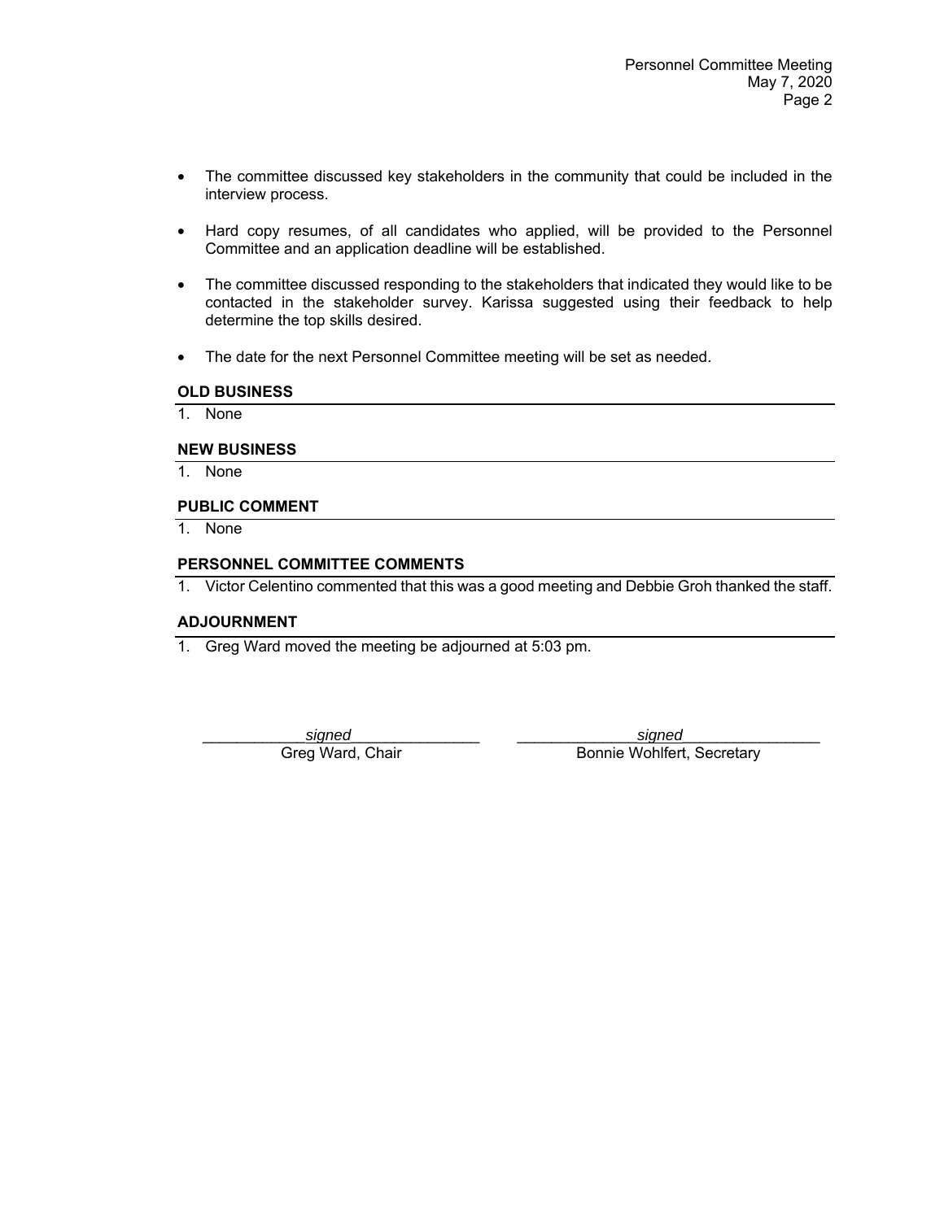- The committee discussed key stakeholders in the community that could be included in the interview process.
- Hard copy resumes, of all candidates who applied, will be provided to the Personnel Committee and an application deadline will be established.
- The committee discussed responding to the stakeholders that indicated they would like to be contacted in the stakeholder survey. Karissa suggested using their feedback to help determine the top skills desired.
- The date for the next Personnel Committee meeting will be set as needed.

**OLD BUSINESS**

1. None

**NEW BUSINESS**

1. None

**PUBLIC COMMENT**

1. None

**PERSONNEL COMMITTEE COMMENTS**

1. Victor Celentino commented that this was a good meeting and Debbie Groh thanked the staff.

**ADJOURNMENT**

1. Greg Ward moved the meeting be adjourned at 5:03 pm.

*signed*
Greg Ward, Chair

*signed*
Bonnie Wohlfert, Secretary